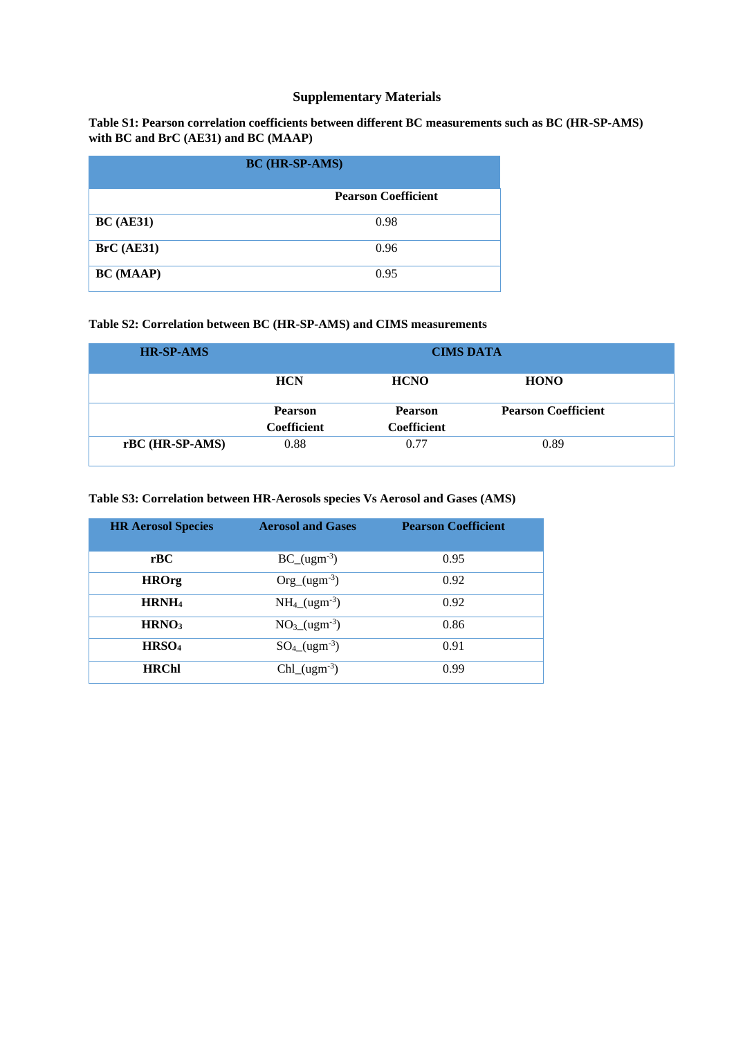# Supplementary Materials

**Table S1: Pearson correlation coefficients between different BC measurements such as BC (HR-SP-AMS) with BC and BrC (AE31) and BC (MAAP)**

| BC (HR-SP-AMS) | |
|---|---|
| | **Pearson Coefficient** |
| **BC (AE31)** | 0.98 |
| **BrC (AE31)** | 0.96 |
| **BC (MAAP)** | 0.95 |

**Table S2: Correlation between BC (HR-SP-AMS) and CIMS measurements**

| HR-SP-AMS | CIMS DATA | | |
|---|---|---|---|
| | **HCN** | **HCNO** | **HONO** |
| | **Pearson Coefficient** | **Pearson Coefficient** | **Pearson Coefficient** |
| **rBC (HR-SP-AMS)** | 0.88 | 0.77 | 0.89 |

**Table S3: Correlation between HR-Aerosols species Vs Aerosol and Gases (AMS)**

| HR Aerosol Species | Aerosol and Gases | Pearson Coefficient |
|---|---|---|
| **rBC** | BC_(ugm$^{-3}$) | 0.95 |
| **HROrg** | Org_(ugm$^{-3}$) | 0.92 |
| **HR$NH_4$** | $NH_4$_(ugm$^{-3}$) | 0.92 |
| **HR$NO_3$** | $NO_3$_(ugm$^{-3}$) | 0.86 |
| **HR$SO_4$** | $SO_4$_(ugm$^{-3}$) | 0.91 |
| **HRChl** | Chl_(ugm$^{-3}$) | 0.99 |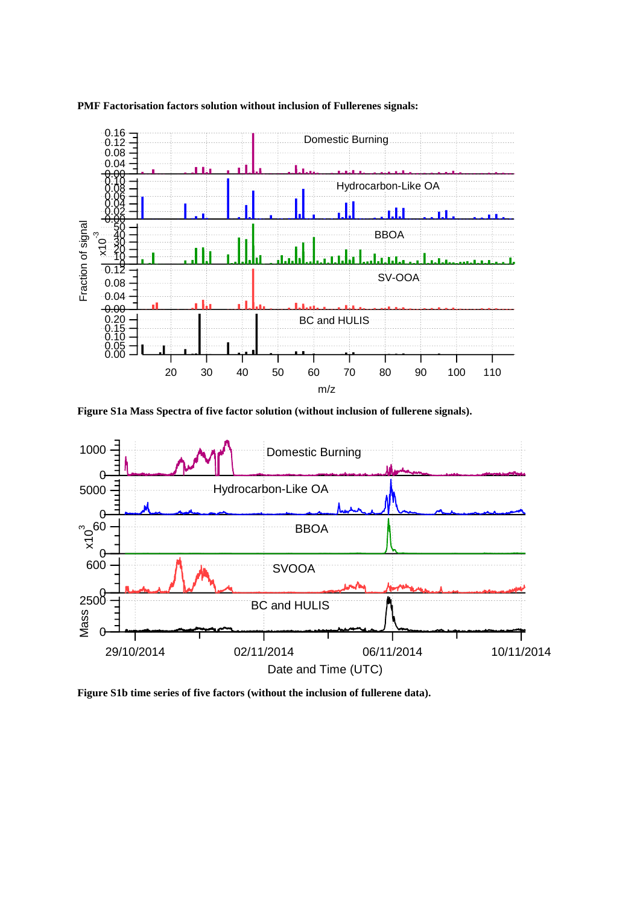**PMF Factorisation factors solution without inclusion of Fullerenes signals:**

**Figure S1a Mass Spectra of five factor solution (without inclusion of fullerene signals).**

**Figure S1b time series of five factors (without the inclusion of fullerene data).**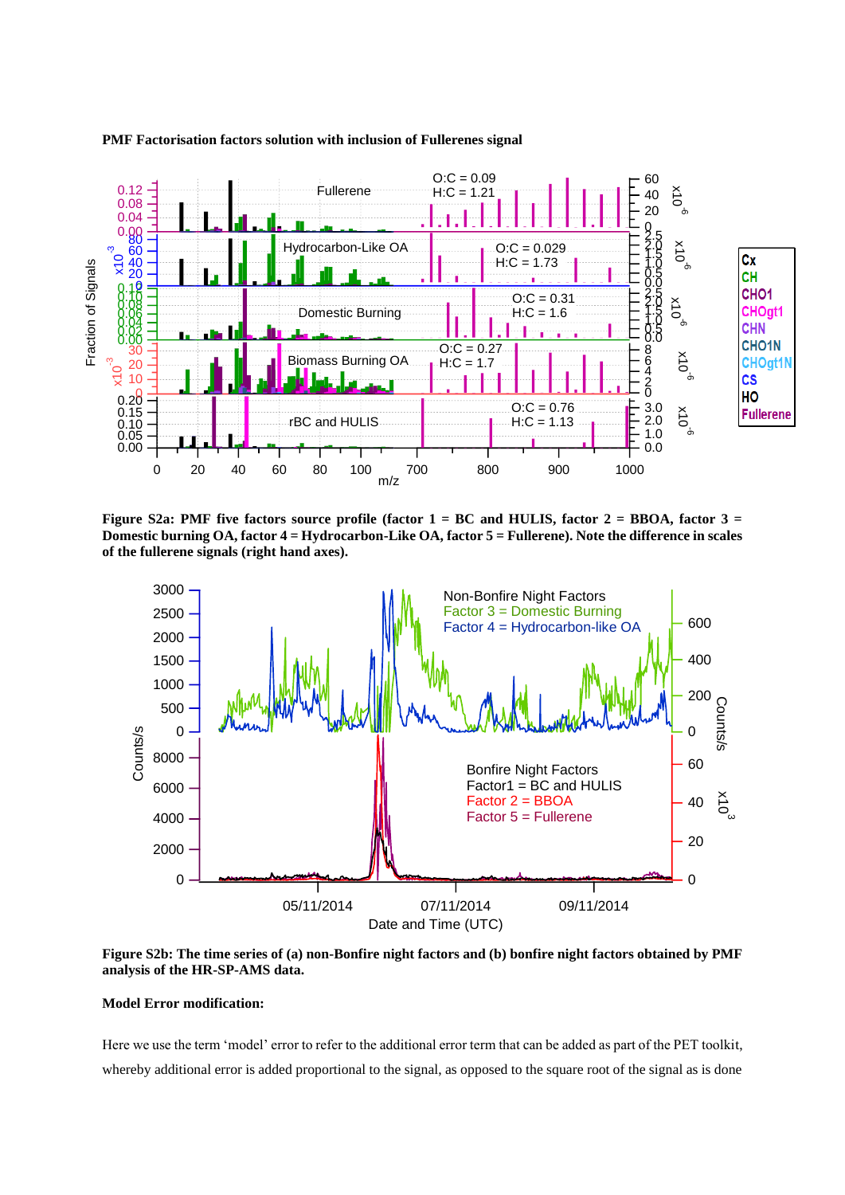**PMF Factorisation factors solution with inclusion of Fullerenes signal**

**Figure S2a: PMF five factors source profile (factor 1 = BC and HULIS, factor 2 = BBOA, factor 3 = Domestic burning OA, factor 4 = Hydrocarbon-Like OA, factor 5 = Fullerene). Note the difference in scales of the fullerene signals (right hand axes).**

**Figure S2b: The time series of (a) non-Bonfire night factors and (b) bonfire night factors obtained by PMF analysis of the HR-SP-AMS data.**

**Model Error modification:**

Here we use the term 'model' error to refer to the additional error term that can be added as part of the PET toolkit, whereby additional error is added proportional to the signal, as opposed to the square root of the signal as is done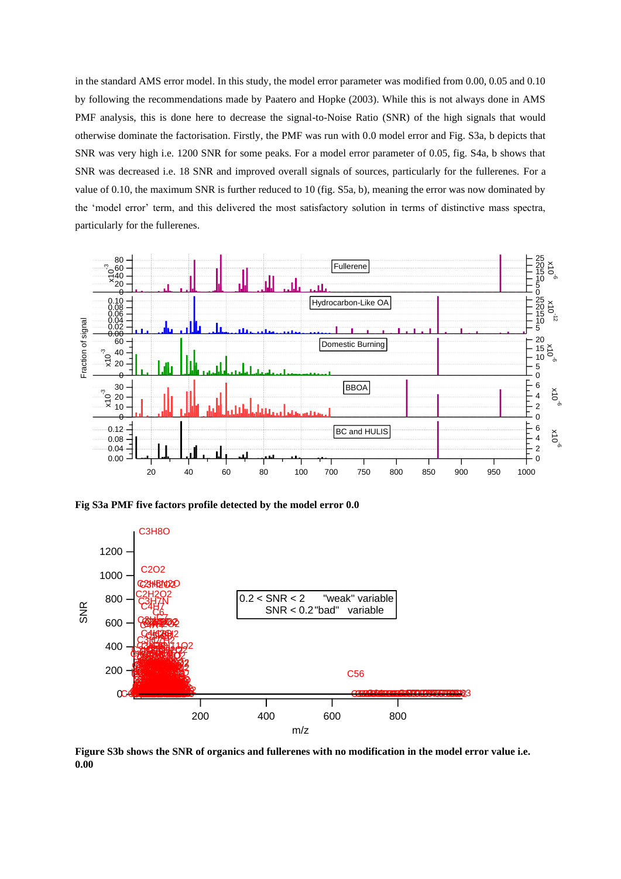in the standard AMS error model. In this study, the model error parameter was modified from 0.00, 0.05 and 0.10 by following the recommendations made by Paatero and Hopke (2003). While this is not always done in AMS PMF analysis, this is done here to decrease the signal-to-Noise Ratio (SNR) of the high signals that would otherwise dominate the factorisation. Firstly, the PMF was run with 0.0 model error and Fig. S3a, b depicts that SNR was very high i.e. 1200 SNR for some peaks. For a model error parameter of 0.05, fig. S4a, b shows that SNR was decreased i.e. 18 SNR and improved overall signals of sources, particularly for the fullerenes. For a value of 0.10, the maximum SNR is further reduced to 10 (fig. S5a, b), meaning the error was now dominated by the 'model error' term, and this delivered the most satisfactory solution in terms of distinctive mass spectra, particularly for the fullerenes.

**Fig S3a PMF five factors profile detected by the model error 0.0**

**Figure S3b shows the SNR of organics and fullerenes with no modification in the model error value i.e. 0.00**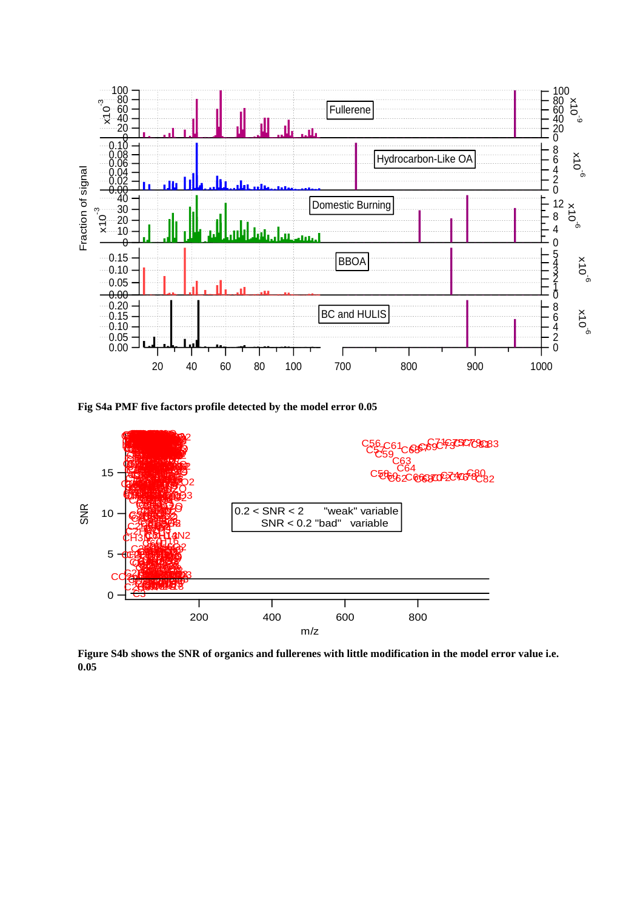Fig S4a PMF five factors profile detected by the model error 0.05

Figure S4b shows the SNR of organics and fullerenes with little modification in the model error value i.e. 0.05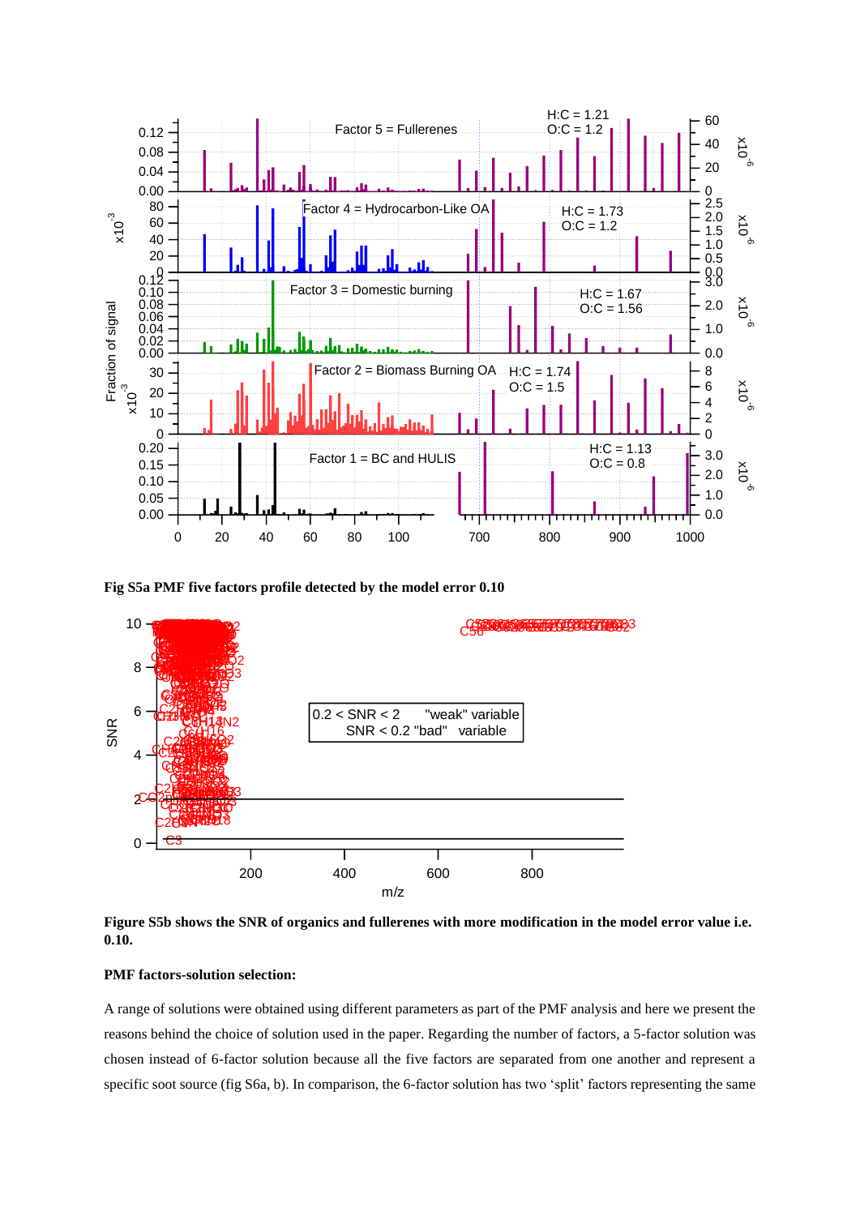**Fig S5a PMF five factors profile detected by the model error 0.10**

**Figure S5b shows the SNR of organics and fullerenes with more modification in the model error value i.e. 0.10.**

**PMF factors-solution selection:**

A range of solutions were obtained using different parameters as part of the PMF analysis and here we present the reasons behind the choice of solution used in the paper. Regarding the number of factors, a 5-factor solution was chosen instead of 6-factor solution because all the five factors are separated from one another and represent a specific soot source (fig S6a, b). In comparison, the 6-factor solution has two 'split' factors representing the same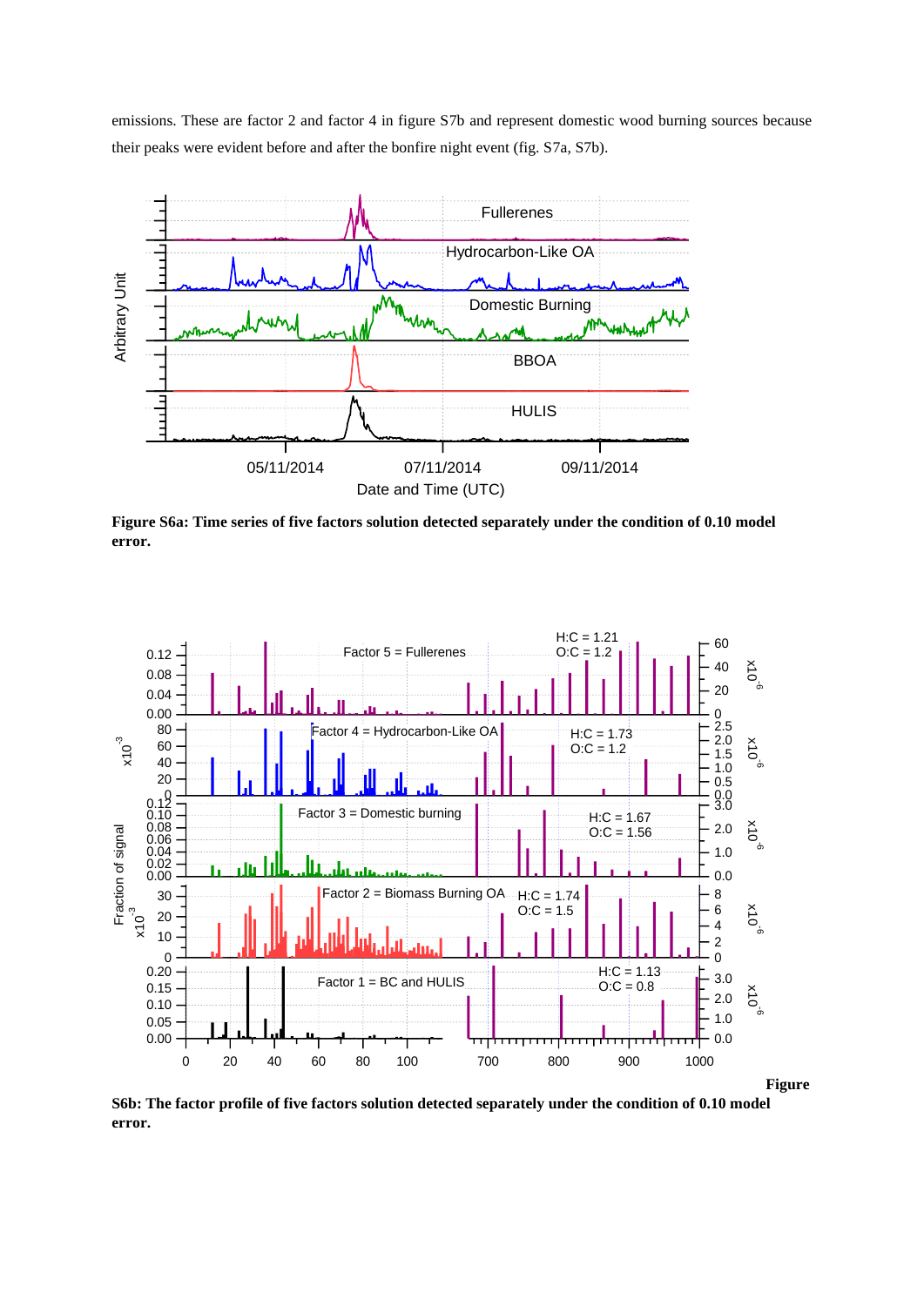emissions. These are factor 2 and factor 4 in figure S7b and represent domestic wood burning sources because their peaks were evident before and after the bonfire night event (fig. S7a, S7b).

**Figure S6a: Time series of five factors solution detected separately under the condition of 0.10 model error.**

**Figure S6b: The factor profile of five factors solution detected separately under the condition of 0.10 model error.**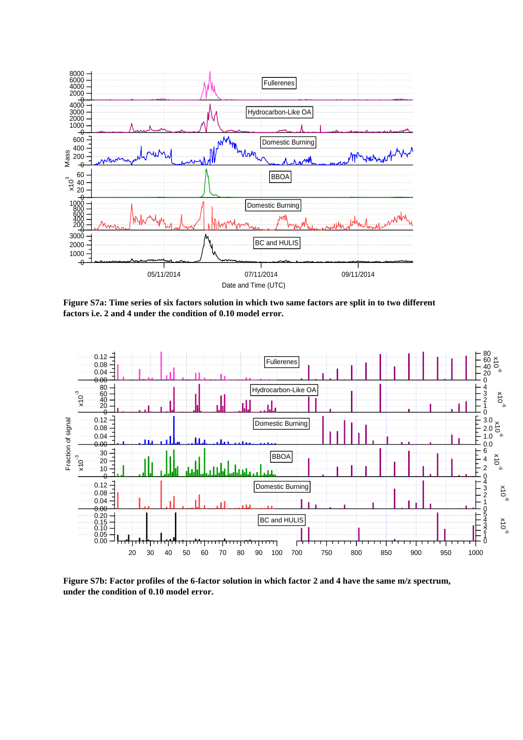Fullerenes

Hydrocarbon-Like OA

Domestic Burning

BBOA

Domestic Burning

BC and HULIS

8000
6000
4000
2000
0
4000
3000
2000
1000
0
600
400
200
0
60
40
20
0
1000
800
600
400
200
0
3000
2000
1000
0

Mass

x10
3

05/11/2014

07/11/2014

09/11/2014

Date and Time (UTC)

**Figure S7a: Time series of six factors solution in which two same factors are split in to two different factors i.e. 2 and 4 under the condition of 0.10 model error.**

Fullerenes

Hydrocarbon-Like OA

Domestic Burning

BBOA

Domestic Burning

BC and HULIS

Fraction of signal

0.12
0.08
0.04
0.00
80
60
40
20
0
x10
-3
0.12
0.08
0.04
0.00
30
20
10
0
x10
-3
0.12
0.08
0.04
0.00
0.20
0.15
0.10
0.05
0.00

20
30
40
50
60
70
80
90
100
700
750
800
850
900
950
1000

80
60
40
20
0
x10
-6
4
3
2
1
0
x10
-6
3.0
2.0
1.0
0.0
x10
-6
6
4
2
0
x10
-6
4
3
2
1
0
x10
-6
5
4
3
2
1
0
x10
-6

**Figure S7b: Factor profiles of the 6-factor solution in which factor 2 and 4 have the same m/z spectrum, under the condition of 0.10 model error.**